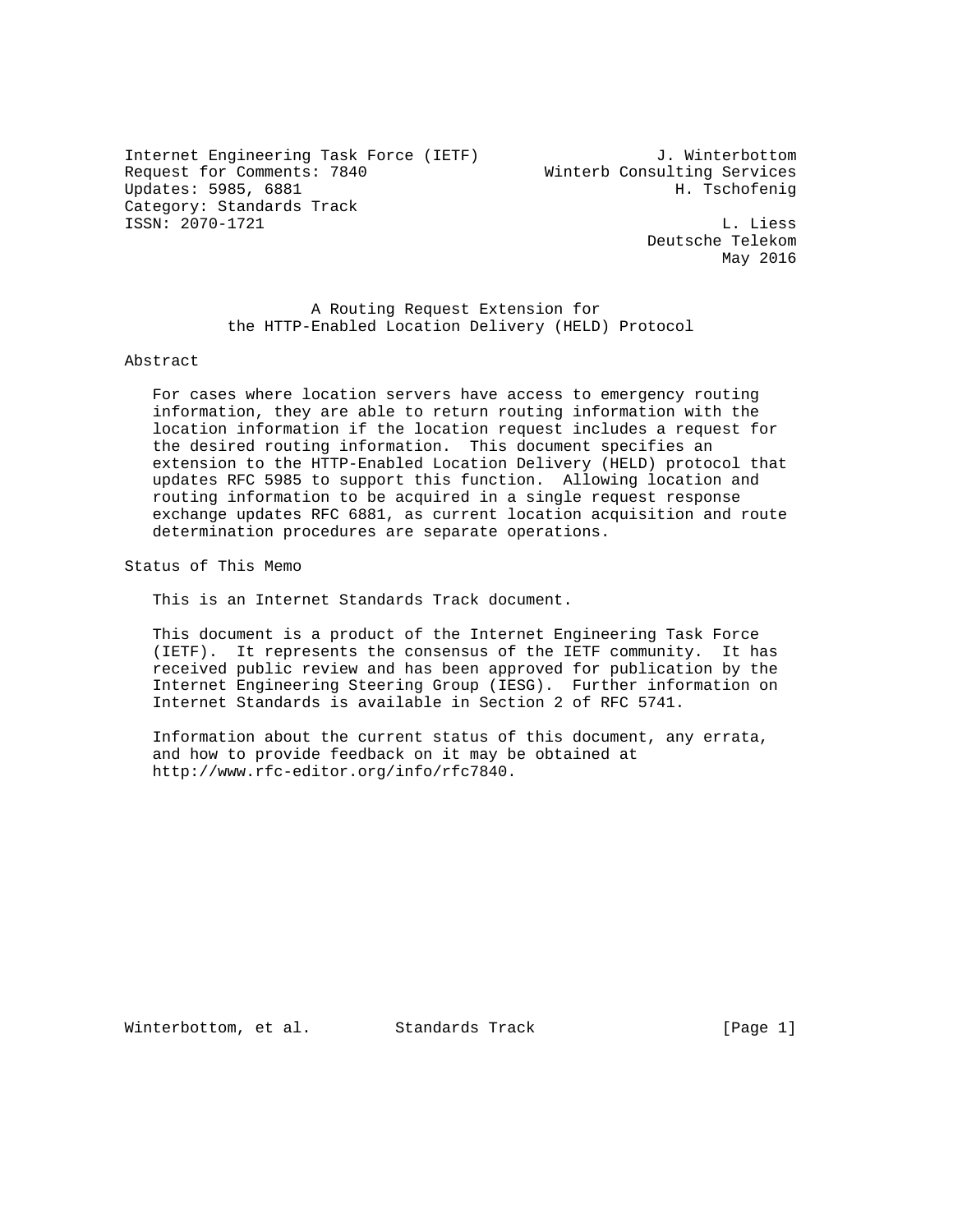Internet Engineering Task Force (IETF) J. Winterbottom
Request for Comments: 7840 Winterb Consulting Services
Updates: 5985, 6881 H. Tschofenig
Category: Standards Track
ISSN: 2070-1721 L. Liess
Deutsche Telekom
May 2016

# A Routing Request Extension for the HTTP-Enabled Location Delivery (HELD) Protocol

## Abstract

For cases where location servers have access to emergency routing information, they are able to return routing information with the location information if the location request includes a request for the desired routing information. This document specifies an extension to the HTTP-Enabled Location Delivery (HELD) protocol that updates RFC 5985 to support this function. Allowing location and routing information to be acquired in a single request response exchange updates RFC 6881, as current location acquisition and route determination procedures are separate operations.

## Status of This Memo

This is an Internet Standards Track document.

This document is a product of the Internet Engineering Task Force (IETF). It represents the consensus of the IETF community. It has received public review and has been approved for publication by the Internet Engineering Steering Group (IESG). Further information on Internet Standards is available in Section 2 of RFC 5741.

Information about the current status of this document, any errata, and how to provide feedback on it may be obtained at http://www.rfc-editor.org/info/rfc7840.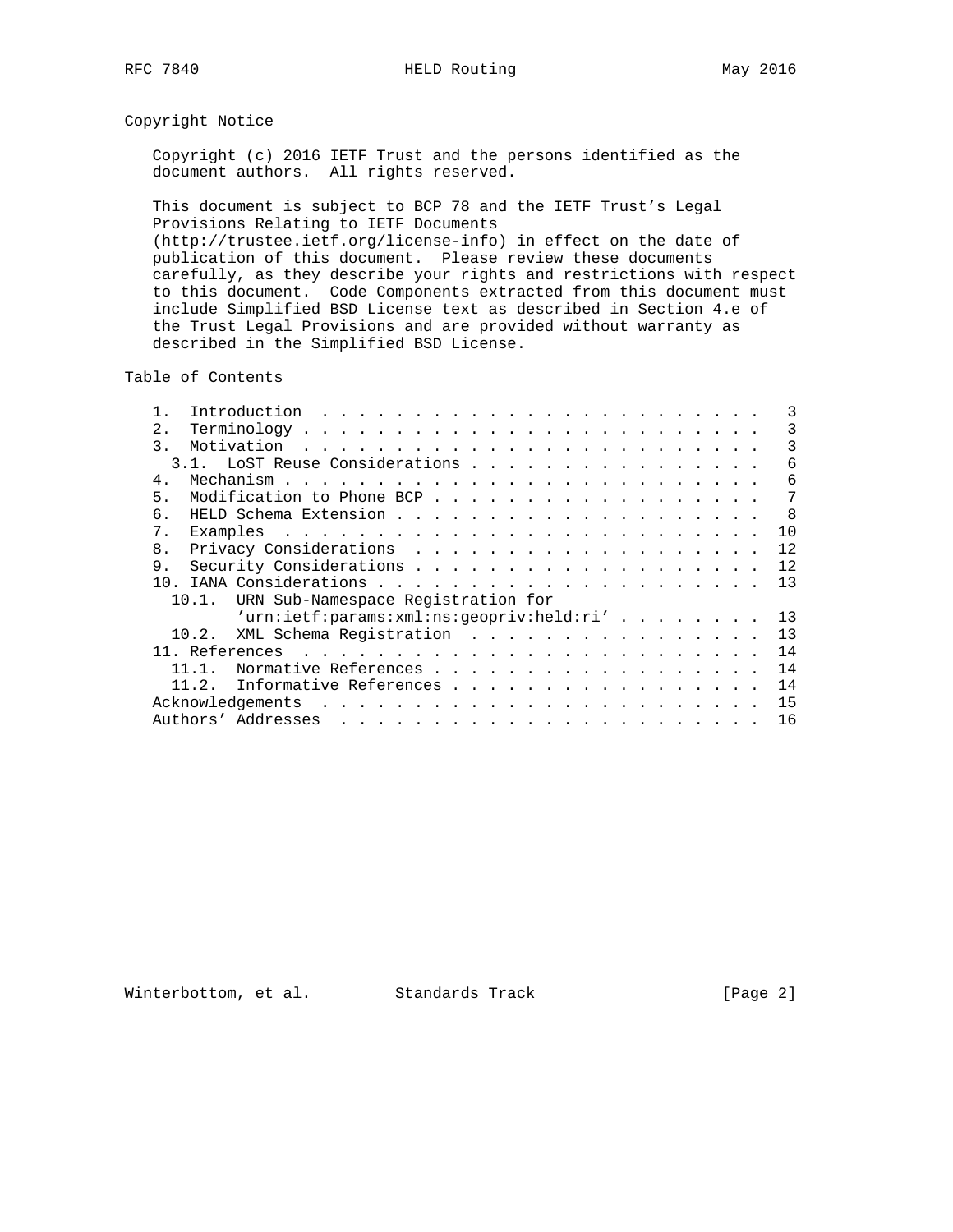## Copyright Notice

Copyright (c) 2016 IETF Trust and the persons identified as the document authors. All rights reserved.

This document is subject to BCP 78 and the IETF Trust's Legal Provisions Relating to IETF Documents (http://trustee.ietf.org/license-info) in effect on the date of publication of this document. Please review these documents carefully, as they describe your rights and restrictions with respect to this document. Code Components extracted from this document must include Simplified BSD License text as described in Section 4.e of the Trust Legal Provisions and are provided without warranty as described in the Simplified BSD License.

## Table of Contents

```
   1.  Introduction . . . . . . . . . . . . . . . . . . . . . . . .   3
   2.  Terminology  . . . . . . . . . . . . . . . . . . . . . . . .   3
   3.  Motivation . . . . . . . . . . . . . . . . . . . . . . . . .   3
     3.1.  LoST Reuse Considerations  . . . . . . . . . . . . . . .   6
   4.  Mechanism  . . . . . . . . . . . . . . . . . . . . . . . . .   6
   5.  Modification to Phone BCP  . . . . . . . . . . . . . . . . .   7
   6.  HELD Schema Extension  . . . . . . . . . . . . . . . . . . .   8
   7.  Examples . . . . . . . . . . . . . . . . . . . . . . . . . .  10
   8.  Privacy Considerations . . . . . . . . . . . . . . . . . . .  12
   9.  Security Considerations  . . . . . . . . . . . . . . . . . .  12
   10. IANA Considerations  . . . . . . . . . . . . . . . . . . . .  13
     10.1.  URN Sub-Namespace Registration for
            'urn:ietf:params:xml:ns:geopriv:held:ri'  . . . . . . .  13
     10.2.  XML Schema Registration . . . . . . . . . . . . . . . .  13
   11. References . . . . . . . . . . . . . . . . . . . . . . . . .  14
     11.1.  Normative References  . . . . . . . . . . . . . . . . .  14
     11.2.  Informative References  . . . . . . . . . . . . . . . .  14
   Acknowledgements . . . . . . . . . . . . . . . . . . . . . . . .  15
   Authors' Addresses . . . . . . . . . . . . . . . . . . . . . . .  16
```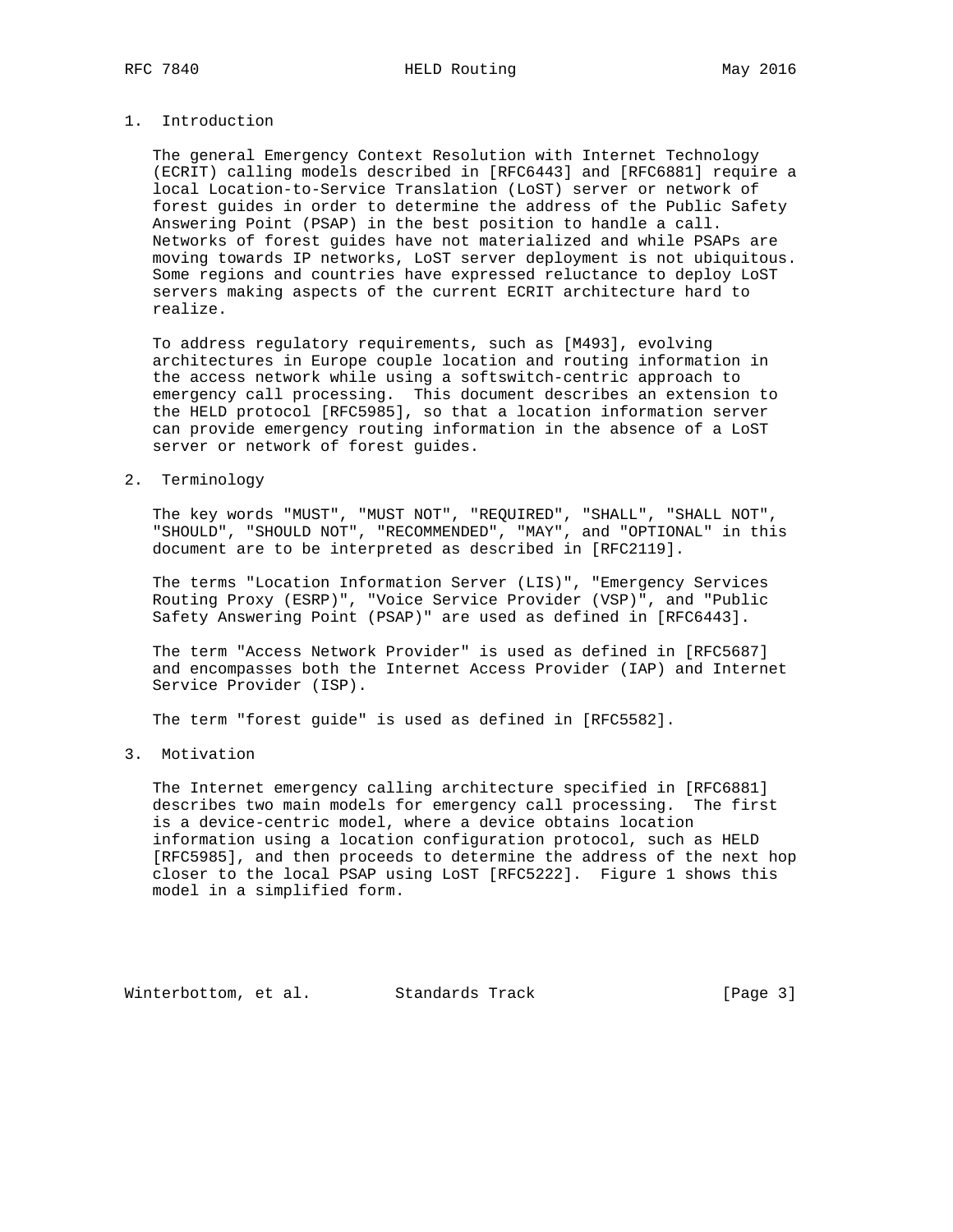## 1. Introduction

The general Emergency Context Resolution with Internet Technology (ECRIT) calling models described in [RFC6443] and [RFC6881] require a local Location-to-Service Translation (LoST) server or network of forest guides in order to determine the address of the Public Safety Answering Point (PSAP) in the best position to handle a call. Networks of forest guides have not materialized and while PSAPs are moving towards IP networks, LoST server deployment is not ubiquitous. Some regions and countries have expressed reluctance to deploy LoST servers making aspects of the current ECRIT architecture hard to realize.

To address regulatory requirements, such as [M493], evolving architectures in Europe couple location and routing information in the access network while using a softswitch-centric approach to emergency call processing. This document describes an extension to the HELD protocol [RFC5985], so that a location information server can provide emergency routing information in the absence of a LoST server or network of forest guides.

## 2. Terminology

The key words "MUST", "MUST NOT", "REQUIRED", "SHALL", "SHALL NOT", "SHOULD", "SHOULD NOT", "RECOMMENDED", "MAY", and "OPTIONAL" in this document are to be interpreted as described in [RFC2119].

The terms "Location Information Server (LIS)", "Emergency Services Routing Proxy (ESRP)", "Voice Service Provider (VSP)", and "Public Safety Answering Point (PSAP)" are used as defined in [RFC6443].

The term "Access Network Provider" is used as defined in [RFC5687] and encompasses both the Internet Access Provider (IAP) and Internet Service Provider (ISP).

The term "forest guide" is used as defined in [RFC5582].

## 3. Motivation

The Internet emergency calling architecture specified in [RFC6881] describes two main models for emergency call processing. The first is a device-centric model, where a device obtains location information using a location configuration protocol, such as HELD [RFC5985], and then proceeds to determine the address of the next hop closer to the local PSAP using LoST [RFC5222]. Figure 1 shows this model in a simplified form.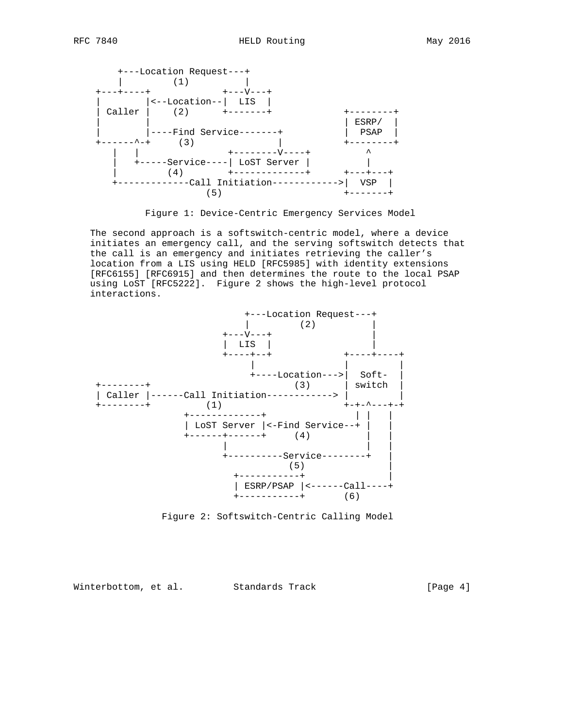```
      +---Location Request---+
      |        (1)           |
  +---+----+             +---V---+
  |        |<--Location--|  LIS  |
  | Caller |    (2)      +-------+            +--------+
  |        |                                  | ESRP/  |
  |        |----Find Service-------+          |  PSAP  |
  +------^-+     (3)               |          +--------+
     |   |                +--------V----+          ^
     |   +-----Service----| LoST Server |          |
     |        (4)         +-------------+      +---+---+
     +-------------Call Initiation------------>|  VSP  |
                     (5)                       +-------+
```

Figure 1: Device-Centric Emergency Services Model

The second approach is a softswitch-centric model, where a device initiates an emergency call, and the serving softswitch detects that the call is an emergency and initiates retrieving the caller's location from a LIS using HELD [RFC5985] with identity extensions [RFC6155] [RFC6915] and then determines the route to the local PSAP using LoST [RFC5222]. Figure 2 shows the high-level protocol interactions.

```
                          +---Location Request---+
                          |        (2)           |
                      +---V---+                  |
                      |  LIS  |                  |
                      +----+--+              +----+----+
                           |                 |         |
                           +----Location---->|  Soft-  |
  +--------+                      (3)        | switch  |
  | Caller |------Call Initiation----------->|         |
  +--------+          (1)                    +-+-^---+-+
                +-------------+                | |   |
                | LoST Server |<-Find Service--+ |   |
                +------+------+     (4)          |   |
                       |                         |   |
                       +----------Service--------+   |
                                   (5)               |
                        +-----------+                |
                        | ESRP/PSAP |<------Call----+
                        +-----------+       (6)
```

Figure 2: Softswitch-Centric Calling Model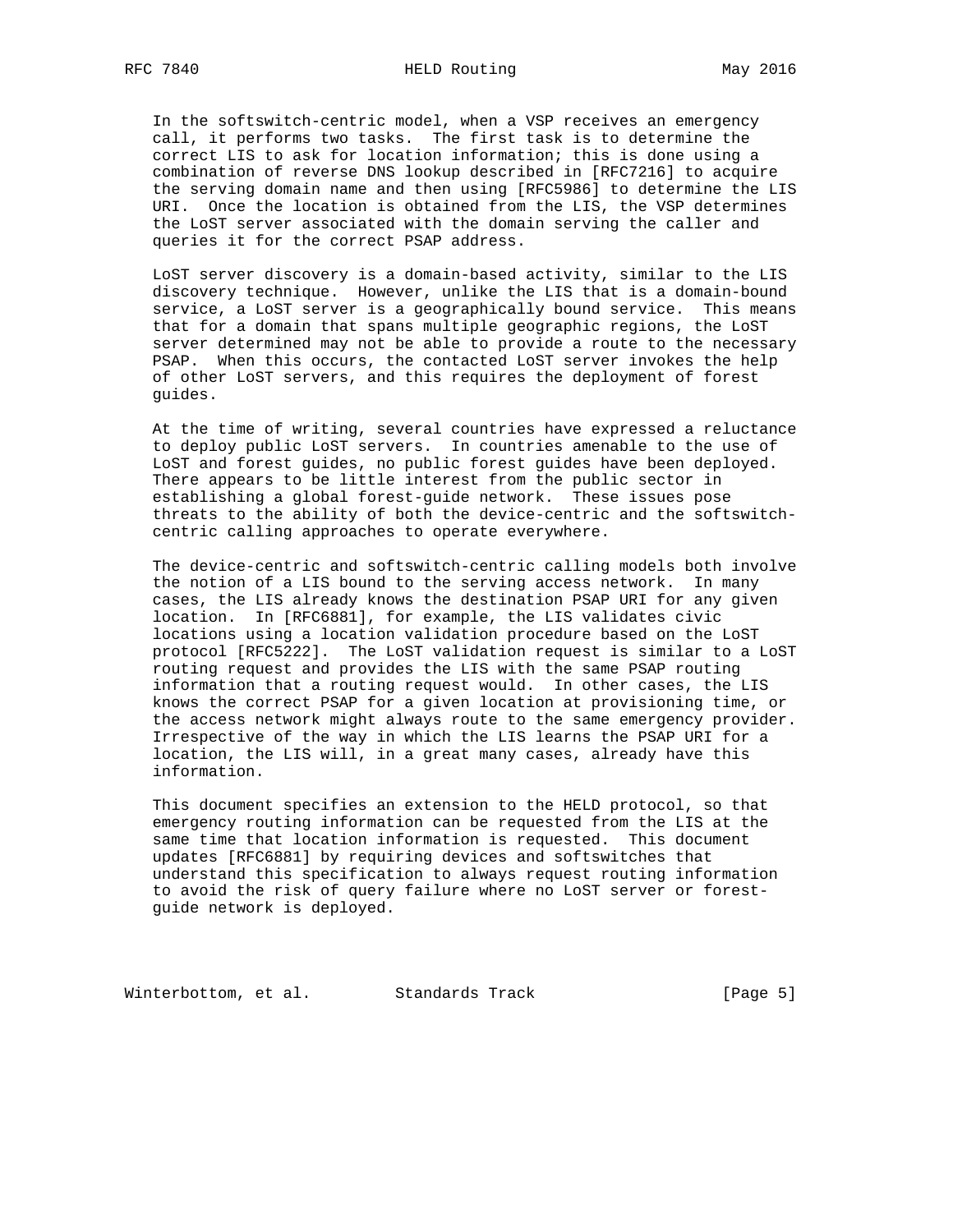In the softswitch-centric model, when a VSP receives an emergency call, it performs two tasks. The first task is to determine the correct LIS to ask for location information; this is done using a combination of reverse DNS lookup described in [RFC7216] to acquire the serving domain name and then using [RFC5986] to determine the LIS URI. Once the location is obtained from the LIS, the VSP determines the LoST server associated with the domain serving the caller and queries it for the correct PSAP address.

LoST server discovery is a domain-based activity, similar to the LIS discovery technique. However, unlike the LIS that is a domain-bound service, a LoST server is a geographically bound service. This means that for a domain that spans multiple geographic regions, the LoST server determined may not be able to provide a route to the necessary PSAP. When this occurs, the contacted LoST server invokes the help of other LoST servers, and this requires the deployment of forest guides.

At the time of writing, several countries have expressed a reluctance to deploy public LoST servers. In countries amenable to the use of LoST and forest guides, no public forest guides have been deployed. There appears to be little interest from the public sector in establishing a global forest-guide network. These issues pose threats to the ability of both the device-centric and the softswitch-centric calling approaches to operate everywhere.

The device-centric and softswitch-centric calling models both involve the notion of a LIS bound to the serving access network. In many cases, the LIS already knows the destination PSAP URI for any given location. In [RFC6881], for example, the LIS validates civic locations using a location validation procedure based on the LoST protocol [RFC5222]. The LoST validation request is similar to a LoST routing request and provides the LIS with the same PSAP routing information that a routing request would. In other cases, the LIS knows the correct PSAP for a given location at provisioning time, or the access network might always route to the same emergency provider. Irrespective of the way in which the LIS learns the PSAP URI for a location, the LIS will, in a great many cases, already have this information.

This document specifies an extension to the HELD protocol, so that emergency routing information can be requested from the LIS at the same time that location information is requested. This document updates [RFC6881] by requiring devices and softswitches that understand this specification to always request routing information to avoid the risk of query failure where no LoST server or forest-guide network is deployed.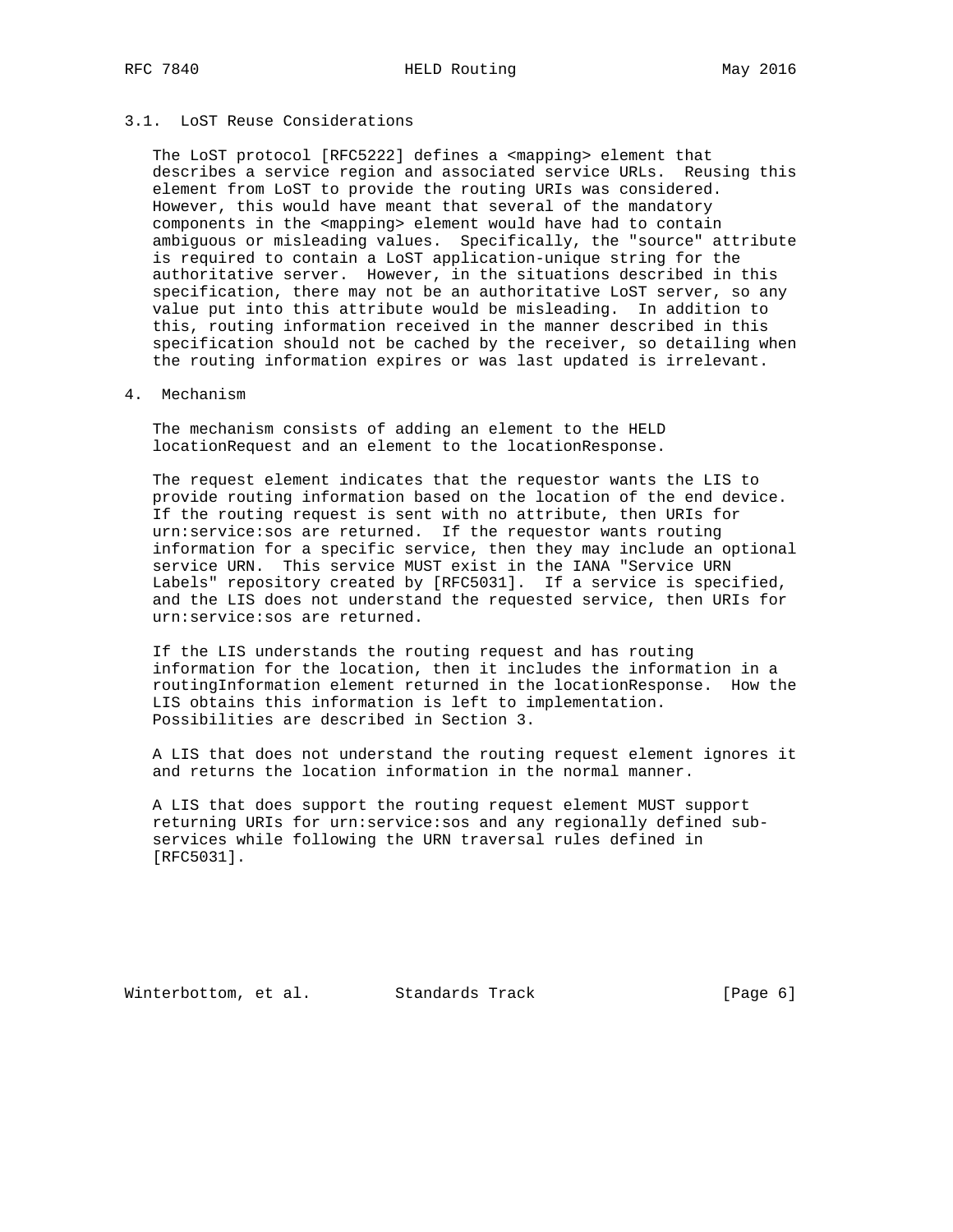### 3.1. LoST Reuse Considerations

The LoST protocol [RFC5222] defines a <mapping> element that describes a service region and associated service URLs. Reusing this element from LoST to provide the routing URIs was considered. However, this would have meant that several of the mandatory components in the <mapping> element would have had to contain ambiguous or misleading values. Specifically, the "source" attribute is required to contain a LoST application-unique string for the authoritative server. However, in the situations described in this specification, there may not be an authoritative LoST server, so any value put into this attribute would be misleading. In addition to this, routing information received in the manner described in this specification should not be cached by the receiver, so detailing when the routing information expires or was last updated is irrelevant.

## 4. Mechanism

The mechanism consists of adding an element to the HELD locationRequest and an element to the locationResponse.

The request element indicates that the requestor wants the LIS to provide routing information based on the location of the end device. If the routing request is sent with no attribute, then URIs for urn:service:sos are returned. If the requestor wants routing information for a specific service, then they may include an optional service URN. This service MUST exist in the IANA "Service URN Labels" repository created by [RFC5031]. If a service is specified, and the LIS does not understand the requested service, then URIs for urn:service:sos are returned.

If the LIS understands the routing request and has routing information for the location, then it includes the information in a routingInformation element returned in the locationResponse. How the LIS obtains this information is left to implementation. Possibilities are described in Section 3.

A LIS that does not understand the routing request element ignores it and returns the location information in the normal manner.

A LIS that does support the routing request element MUST support returning URIs for urn:service:sos and any regionally defined sub-services while following the URN traversal rules defined in [RFC5031].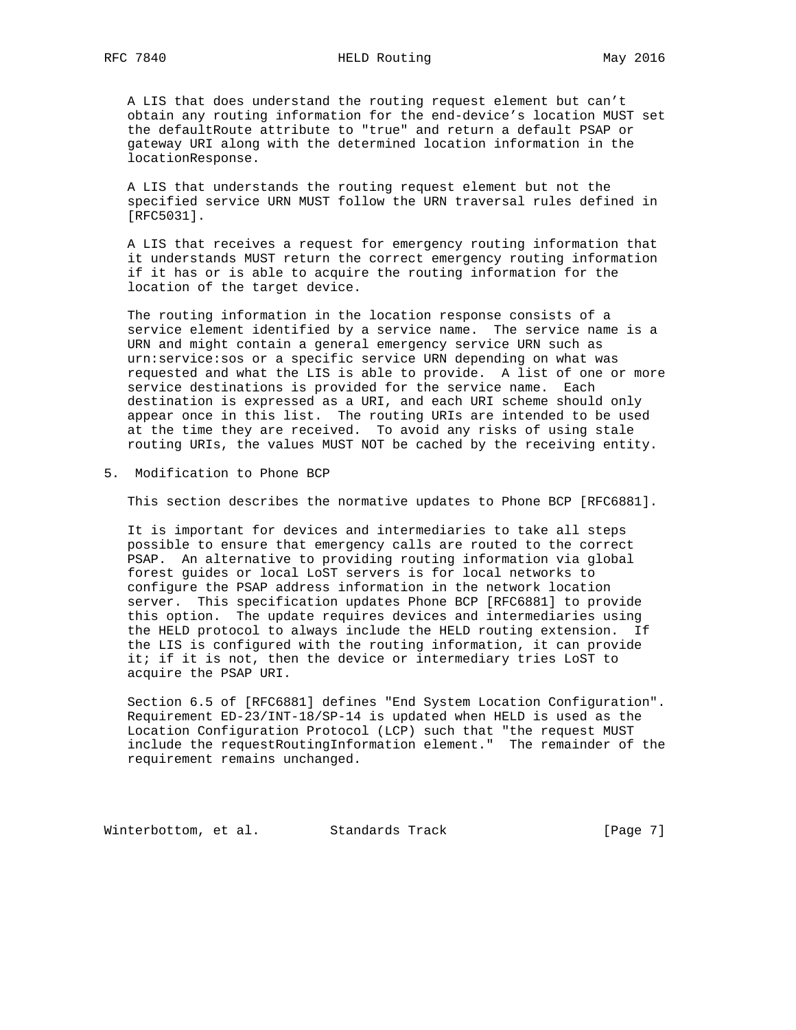A LIS that does understand the routing request element but can't obtain any routing information for the end-device's location MUST set the defaultRoute attribute to "true" and return a default PSAP or gateway URI along with the determined location information in the locationResponse.

A LIS that understands the routing request element but not the specified service URN MUST follow the URN traversal rules defined in [RFC5031].

A LIS that receives a request for emergency routing information that it understands MUST return the correct emergency routing information if it has or is able to acquire the routing information for the location of the target device.

The routing information in the location response consists of a service element identified by a service name. The service name is a URN and might contain a general emergency service URN such as urn:service:sos or a specific service URN depending on what was requested and what the LIS is able to provide. A list of one or more service destinations is provided for the service name. Each destination is expressed as a URI, and each URI scheme should only appear once in this list. The routing URIs are intended to be used at the time they are received. To avoid any risks of using stale routing URIs, the values MUST NOT be cached by the receiving entity.

# 5. Modification to Phone BCP

This section describes the normative updates to Phone BCP [RFC6881].

It is important for devices and intermediaries to take all steps possible to ensure that emergency calls are routed to the correct PSAP. An alternative to providing routing information via global forest guides or local LoST servers is for local networks to configure the PSAP address information in the network location server. This specification updates Phone BCP [RFC6881] to provide this option. The update requires devices and intermediaries using the HELD protocol to always include the HELD routing extension. If the LIS is configured with the routing information, it can provide it; if it is not, then the device or intermediary tries LoST to acquire the PSAP URI.

Section 6.5 of [RFC6881] defines "End System Location Configuration". Requirement ED-23/INT-18/SP-14 is updated when HELD is used as the Location Configuration Protocol (LCP) such that "the request MUST include the requestRoutingInformation element." The remainder of the requirement remains unchanged.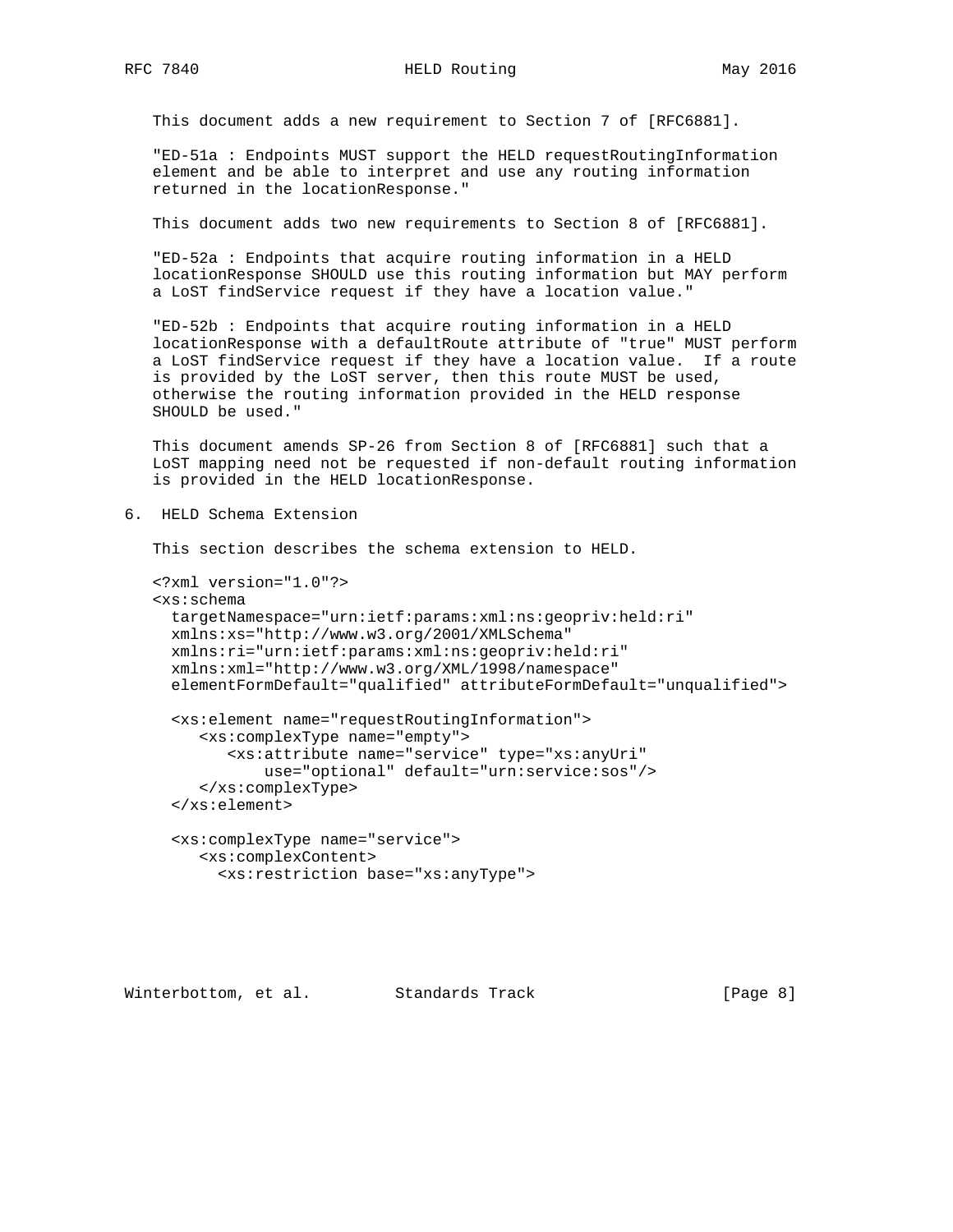This document adds a new requirement to Section 7 of [RFC6881].

"ED-51a : Endpoints MUST support the HELD requestRoutingInformation element and be able to interpret and use any routing information returned in the locationResponse."

This document adds two new requirements to Section 8 of [RFC6881].

"ED-52a : Endpoints that acquire routing information in a HELD locationResponse SHOULD use this routing information but MAY perform a LoST findService request if they have a location value."

"ED-52b : Endpoints that acquire routing information in a HELD locationResponse with a defaultRoute attribute of "true" MUST perform a LoST findService request if they have a location value. If a route is provided by the LoST server, then this route MUST be used, otherwise the routing information provided in the HELD response SHOULD be used."

This document amends SP-26 from Section 8 of [RFC6881] such that a LoST mapping need not be requested if non-default routing information is provided in the HELD locationResponse.

## 6. HELD Schema Extension

This section describes the schema extension to HELD.

```
<?xml version="1.0"?>
<xs:schema
  targetNamespace="urn:ietf:params:xml:ns:geopriv:held:ri"
  xmlns:xs="http://www.w3.org/2001/XMLSchema"
  xmlns:ri="urn:ietf:params:xml:ns:geopriv:held:ri"
  xmlns:xml="http://www.w3.org/XML/1998/namespace"
  elementFormDefault="qualified" attributeFormDefault="unqualified">

  <xs:element name="requestRoutingInformation">
     <xs:complexType name="empty">
        <xs:attribute name="service" type="xs:anyUri"
            use="optional" default="urn:service:sos"/>
     </xs:complexType>
  </xs:element>

  <xs:complexType name="service">
     <xs:complexContent>
       <xs:restriction base="xs:anyType">
```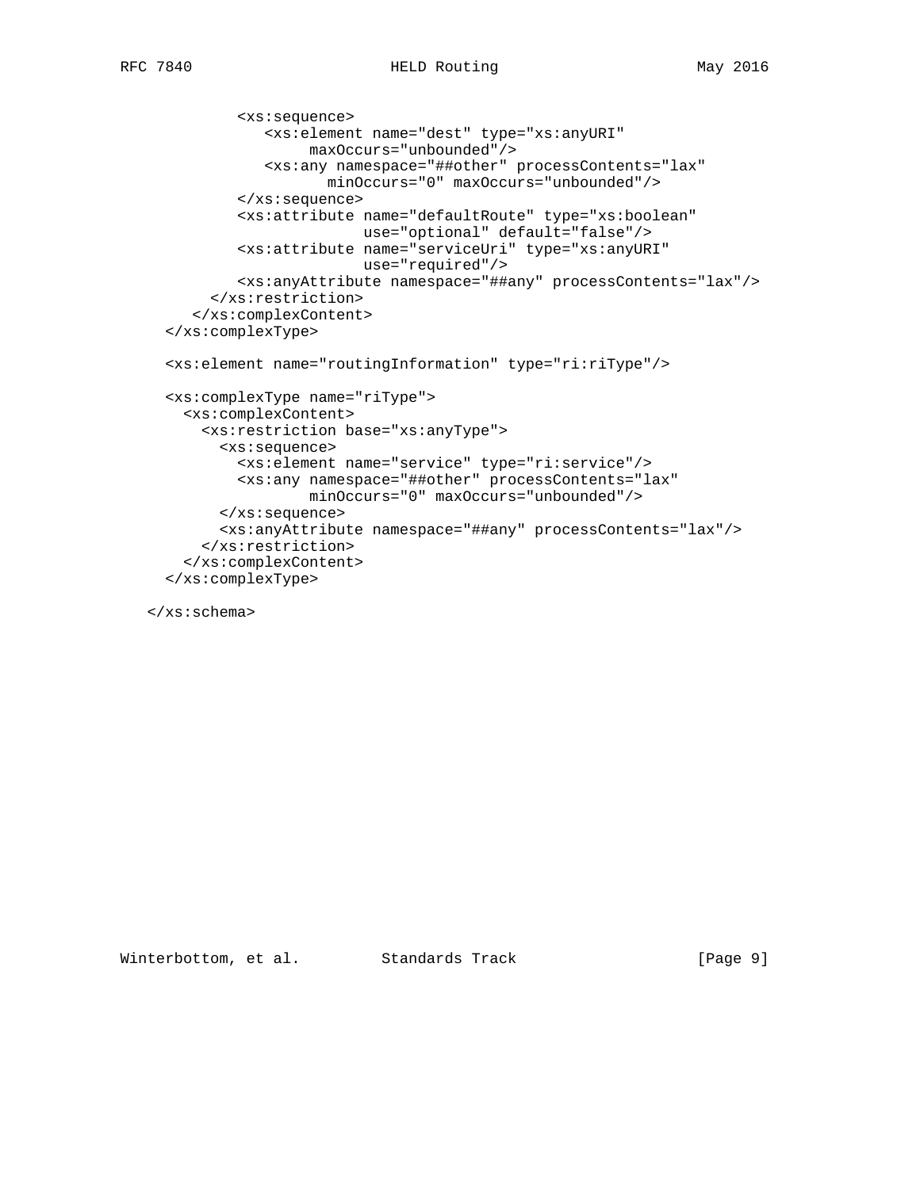```
          <xs:sequence>
             <xs:element name="dest" type="xs:anyURI"
                  maxOccurs="unbounded"/>
             <xs:any namespace="##other" processContents="lax"
                    minOccurs="0" maxOccurs="unbounded"/>
          </xs:sequence>
          <xs:attribute name="defaultRoute" type="xs:boolean"
                        use="optional" default="false"/>
          <xs:attribute name="serviceUri" type="xs:anyURI"
                        use="required"/>
          <xs:anyAttribute namespace="##any" processContents="lax"/>
       </xs:restriction>
     </xs:complexContent>
  </xs:complexType>

  <xs:element name="routingInformation" type="ri:riType"/>

  <xs:complexType name="riType">
    <xs:complexContent>
      <xs:restriction base="xs:anyType">
        <xs:sequence>
          <xs:element name="service" type="ri:service"/>
          <xs:any namespace="##other" processContents="lax"
                  minOccurs="0" maxOccurs="unbounded"/>
        </xs:sequence>
        <xs:anyAttribute namespace="##any" processContents="lax"/>
      </xs:restriction>
    </xs:complexContent>
  </xs:complexType>

</xs:schema>
```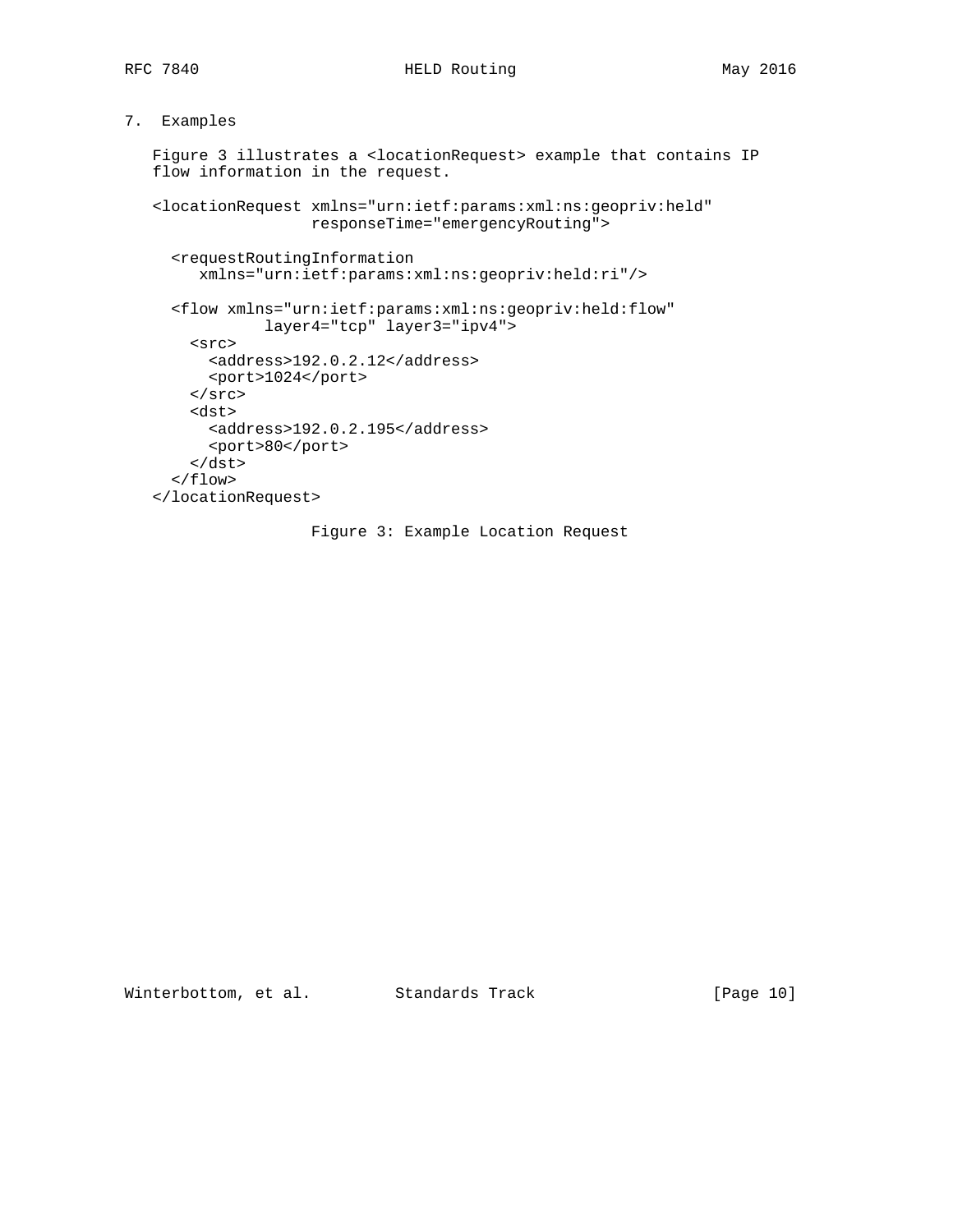## 7. Examples

Figure 3 illustrates a <locationRequest> example that contains IP flow information in the request.

```
<locationRequest xmlns="urn:ietf:params:xml:ns:geopriv:held"
                 responseTime="emergencyRouting">

  <requestRoutingInformation
     xmlns="urn:ietf:params:xml:ns:geopriv:held:ri"/>

  <flow xmlns="urn:ietf:params:xml:ns:geopriv:held:flow"
           layer4="tcp" layer3="ipv4">
    <src>
      <address>192.0.2.12</address>
      <port>1024</port>
    </src>
    <dst>
      <address>192.0.2.195</address>
      <port>80</port>
    </dst>
  </flow>
</locationRequest>
```

Figure 3: Example Location Request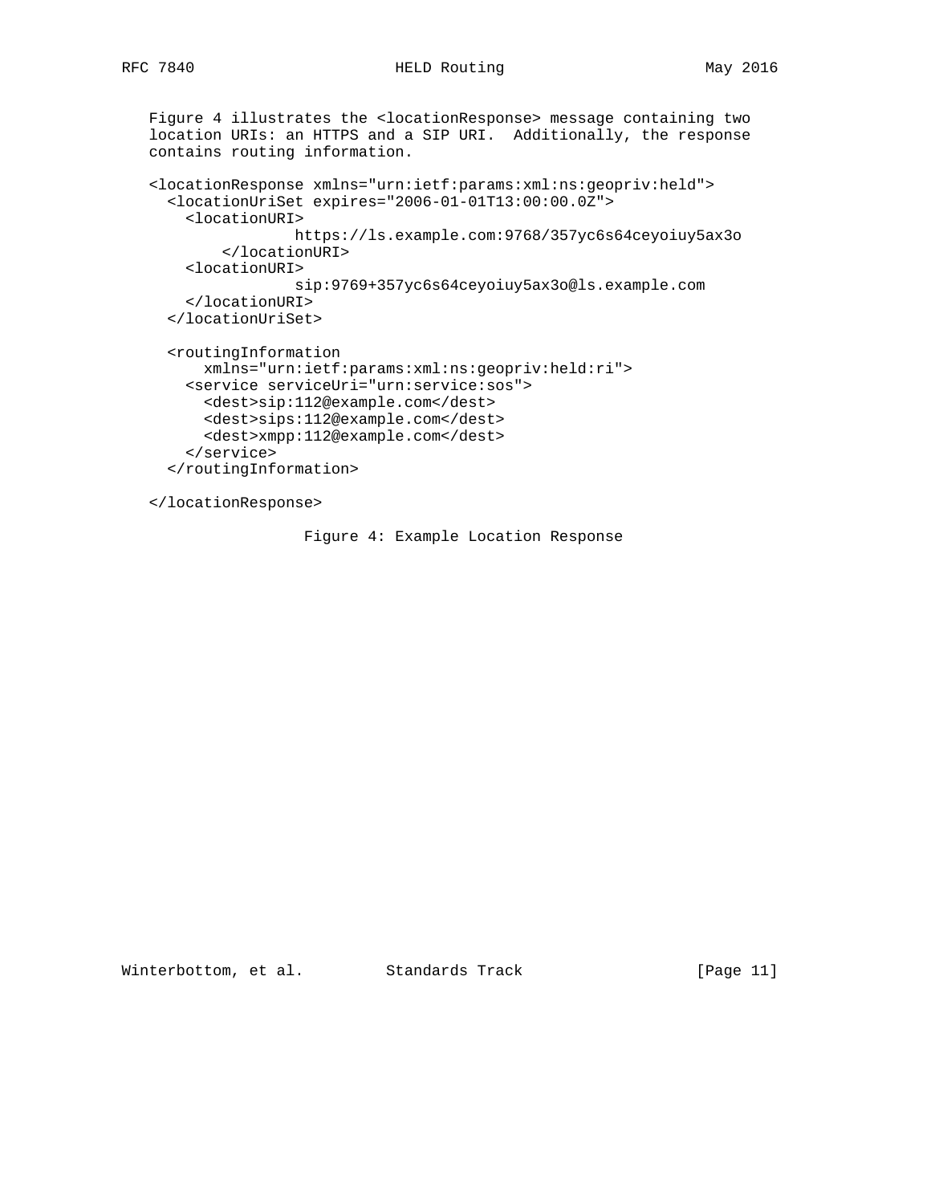Figure 4 illustrates the <locationResponse> message containing two location URIs: an HTTPS and a SIP URI. Additionally, the response contains routing information.

```
<locationResponse xmlns="urn:ietf:params:xml:ns:geopriv:held">
  <locationUriSet expires="2006-01-01T13:00:00.0Z">
    <locationURI>
                https://ls.example.com:9768/357yc6s64ceyoiuy5ax3o
        </locationURI>
    <locationURI>
                sip:9769+357yc6s64ceyoiuy5ax3o@ls.example.com
    </locationURI>
  </locationUriSet>

  <routingInformation
      xmlns="urn:ietf:params:xml:ns:geopriv:held:ri">
    <service serviceUri="urn:service:sos">
      <dest>sip:112@example.com</dest>
      <dest>sips:112@example.com</dest>
      <dest>xmpp:112@example.com</dest>
    </service>
  </routingInformation>

</locationResponse>
```

Figure 4: Example Location Response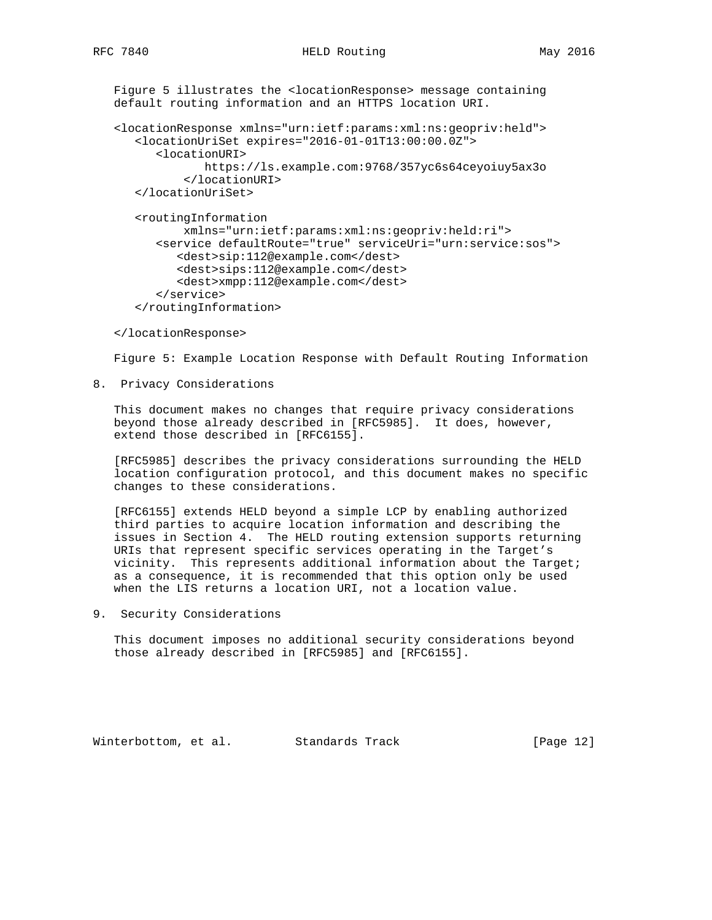Figure 5 illustrates the <locationResponse> message containing default routing information and an HTTPS location URI.

```
<locationResponse xmlns="urn:ietf:params:xml:ns:geopriv:held">
   <locationUriSet expires="2016-01-01T13:00:00.0Z">
      <locationURI>
            https://ls.example.com:9768/357yc6s64ceyoiuy5ax3o
         </locationURI>
   </locationUriSet>

   <routingInformation
          xmlns="urn:ietf:params:xml:ns:geopriv:held:ri">
      <service defaultRoute="true" serviceUri="urn:service:sos">
         <dest>sip:112@example.com</dest>
         <dest>sips:112@example.com</dest>
         <dest>xmpp:112@example.com</dest>
      </service>
   </routingInformation>

</locationResponse>
```

Figure 5: Example Location Response with Default Routing Information

## 8. Privacy Considerations

This document makes no changes that require privacy considerations beyond those already described in [RFC5985]. It does, however, extend those described in [RFC6155].

[RFC5985] describes the privacy considerations surrounding the HELD location configuration protocol, and this document makes no specific changes to these considerations.

[RFC6155] extends HELD beyond a simple LCP by enabling authorized third parties to acquire location information and describing the issues in Section 4. The HELD routing extension supports returning URIs that represent specific services operating in the Target's vicinity. This represents additional information about the Target; as a consequence, it is recommended that this option only be used when the LIS returns a location URI, not a location value.

## 9. Security Considerations

This document imposes no additional security considerations beyond those already described in [RFC5985] and [RFC6155].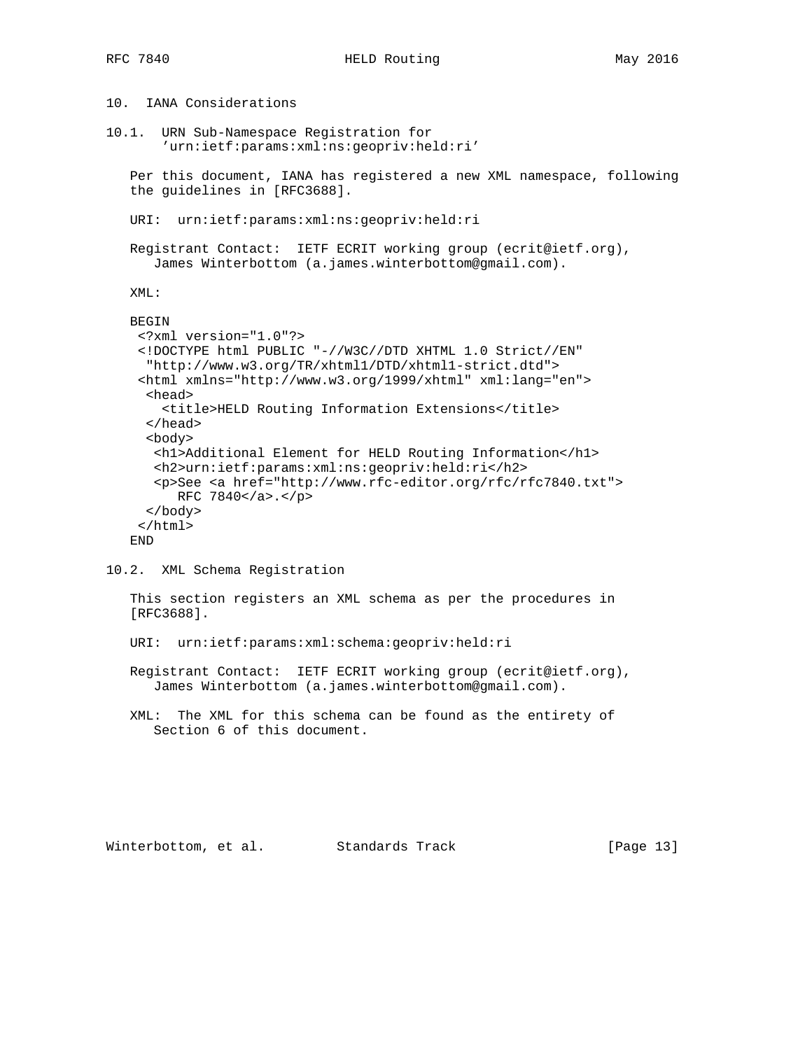## 10. IANA Considerations

### 10.1. URN Sub-Namespace Registration for 'urn:ietf:params:xml:ns:geopriv:held:ri'

Per this document, IANA has registered a new XML namespace, following the guidelines in [RFC3688].

URI: urn:ietf:params:xml:ns:geopriv:held:ri

Registrant Contact: IETF ECRIT working group (ecrit@ietf.org), James Winterbottom (a.james.winterbottom@gmail.com).

XML:

```
BEGIN
 <?xml version="1.0"?>
 <!DOCTYPE html PUBLIC "-//W3C//DTD XHTML 1.0 Strict//EN"
  "http://www.w3.org/TR/xhtml1/DTD/xhtml1-strict.dtd">
 <html xmlns="http://www.w3.org/1999/xhtml" xml:lang="en">
  <head>
    <title>HELD Routing Information Extensions</title>
  </head>
  <body>
   <h1>Additional Element for HELD Routing Information</h1>
   <h2>urn:ietf:params:xml:ns:geopriv:held:ri</h2>
   <p>See <a href="http://www.rfc-editor.org/rfc/rfc7840.txt">
      RFC 7840</a>.</p>
  </body>
 </html>
END
```

### 10.2. XML Schema Registration

This section registers an XML schema as per the procedures in [RFC3688].

URI: urn:ietf:params:xml:schema:geopriv:held:ri

Registrant Contact: IETF ECRIT working group (ecrit@ietf.org), James Winterbottom (a.james.winterbottom@gmail.com).

XML: The XML for this schema can be found as the entirety of Section 6 of this document.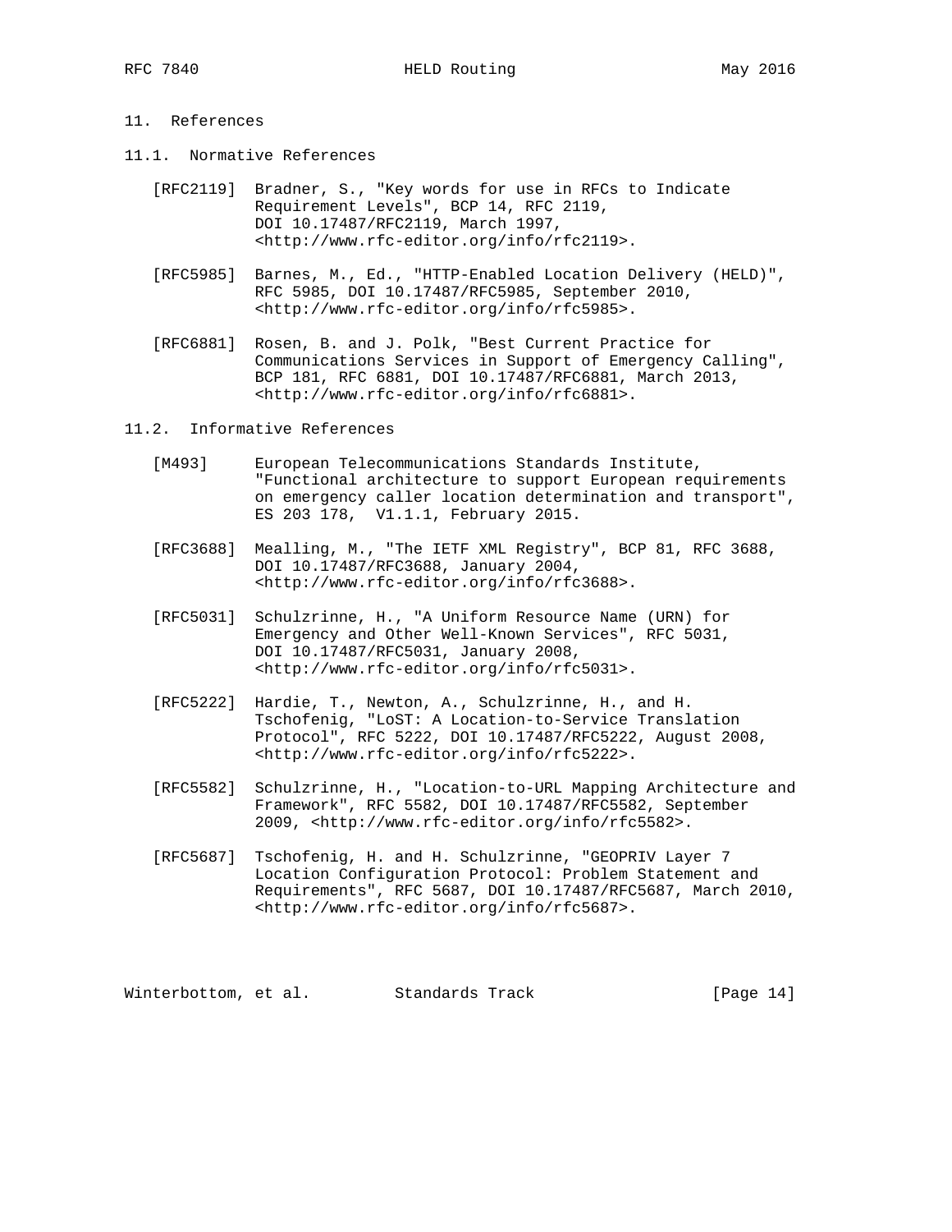## 11. References

### 11.1. Normative References

[RFC2119] Bradner, S., "Key words for use in RFCs to Indicate Requirement Levels", BCP 14, RFC 2119, DOI 10.17487/RFC2119, March 1997, <http://www.rfc-editor.org/info/rfc2119>.

[RFC5985] Barnes, M., Ed., "HTTP-Enabled Location Delivery (HELD)", RFC 5985, DOI 10.17487/RFC5985, September 2010, <http://www.rfc-editor.org/info/rfc5985>.

[RFC6881] Rosen, B. and J. Polk, "Best Current Practice for Communications Services in Support of Emergency Calling", BCP 181, RFC 6881, DOI 10.17487/RFC6881, March 2013, <http://www.rfc-editor.org/info/rfc6881>.

### 11.2. Informative References

[M493] European Telecommunications Standards Institute, "Functional architecture to support European requirements on emergency caller location determination and transport", ES 203 178, V1.1.1, February 2015.

[RFC3688] Mealling, M., "The IETF XML Registry", BCP 81, RFC 3688, DOI 10.17487/RFC3688, January 2004, <http://www.rfc-editor.org/info/rfc3688>.

[RFC5031] Schulzrinne, H., "A Uniform Resource Name (URN) for Emergency and Other Well-Known Services", RFC 5031, DOI 10.17487/RFC5031, January 2008, <http://www.rfc-editor.org/info/rfc5031>.

[RFC5222] Hardie, T., Newton, A., Schulzrinne, H., and H. Tschofenig, "LoST: A Location-to-Service Translation Protocol", RFC 5222, DOI 10.17487/RFC5222, August 2008, <http://www.rfc-editor.org/info/rfc5222>.

[RFC5582] Schulzrinne, H., "Location-to-URL Mapping Architecture and Framework", RFC 5582, DOI 10.17487/RFC5582, September 2009, <http://www.rfc-editor.org/info/rfc5582>.

[RFC5687] Tschofenig, H. and H. Schulzrinne, "GEOPRIV Layer 7 Location Configuration Protocol: Problem Statement and Requirements", RFC 5687, DOI 10.17487/RFC5687, March 2010, <http://www.rfc-editor.org/info/rfc5687>.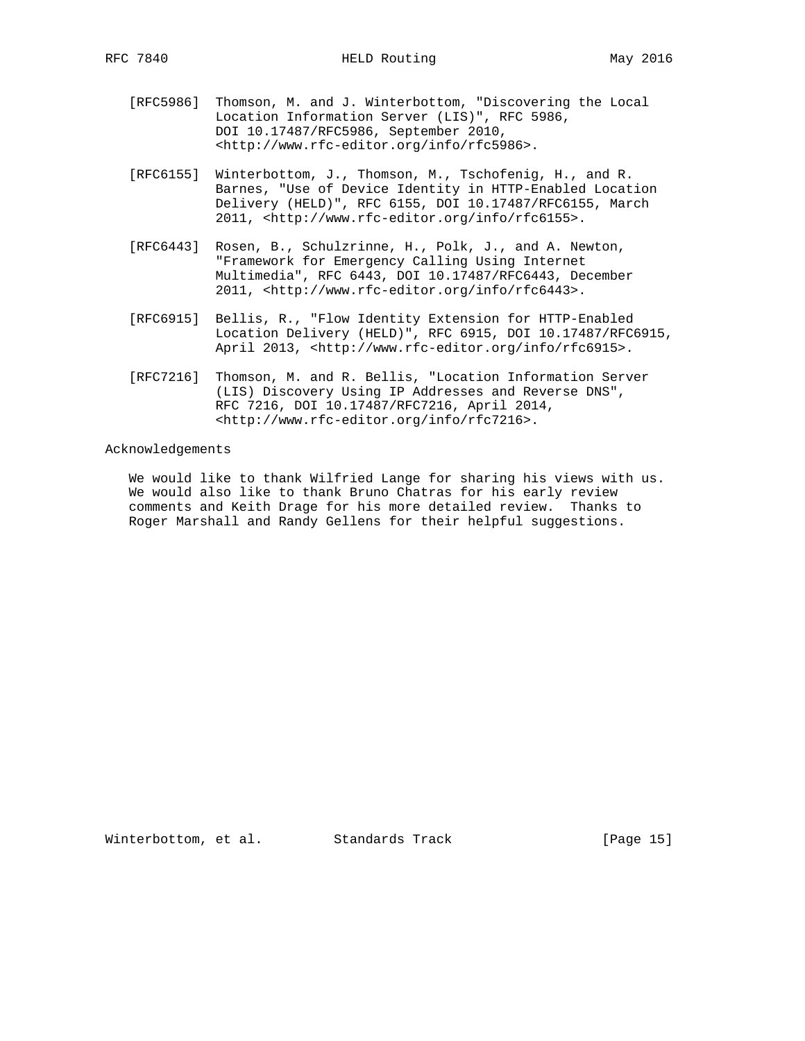[RFC5986] Thomson, M. and J. Winterbottom, "Discovering the Local Location Information Server (LIS)", RFC 5986, DOI 10.17487/RFC5986, September 2010, <http://www.rfc-editor.org/info/rfc5986>.

[RFC6155] Winterbottom, J., Thomson, M., Tschofenig, H., and R. Barnes, "Use of Device Identity in HTTP-Enabled Location Delivery (HELD)", RFC 6155, DOI 10.17487/RFC6155, March 2011, <http://www.rfc-editor.org/info/rfc6155>.

[RFC6443] Rosen, B., Schulzrinne, H., Polk, J., and A. Newton, "Framework for Emergency Calling Using Internet Multimedia", RFC 6443, DOI 10.17487/RFC6443, December 2011, <http://www.rfc-editor.org/info/rfc6443>.

[RFC6915] Bellis, R., "Flow Identity Extension for HTTP-Enabled Location Delivery (HELD)", RFC 6915, DOI 10.17487/RFC6915, April 2013, <http://www.rfc-editor.org/info/rfc6915>.

[RFC7216] Thomson, M. and R. Bellis, "Location Information Server (LIS) Discovery Using IP Addresses and Reverse DNS", RFC 7216, DOI 10.17487/RFC7216, April 2014, <http://www.rfc-editor.org/info/rfc7216>.

## Acknowledgements

We would like to thank Wilfried Lange for sharing his views with us. We would also like to thank Bruno Chatras for his early review comments and Keith Drage for his more detailed review. Thanks to Roger Marshall and Randy Gellens for their helpful suggestions.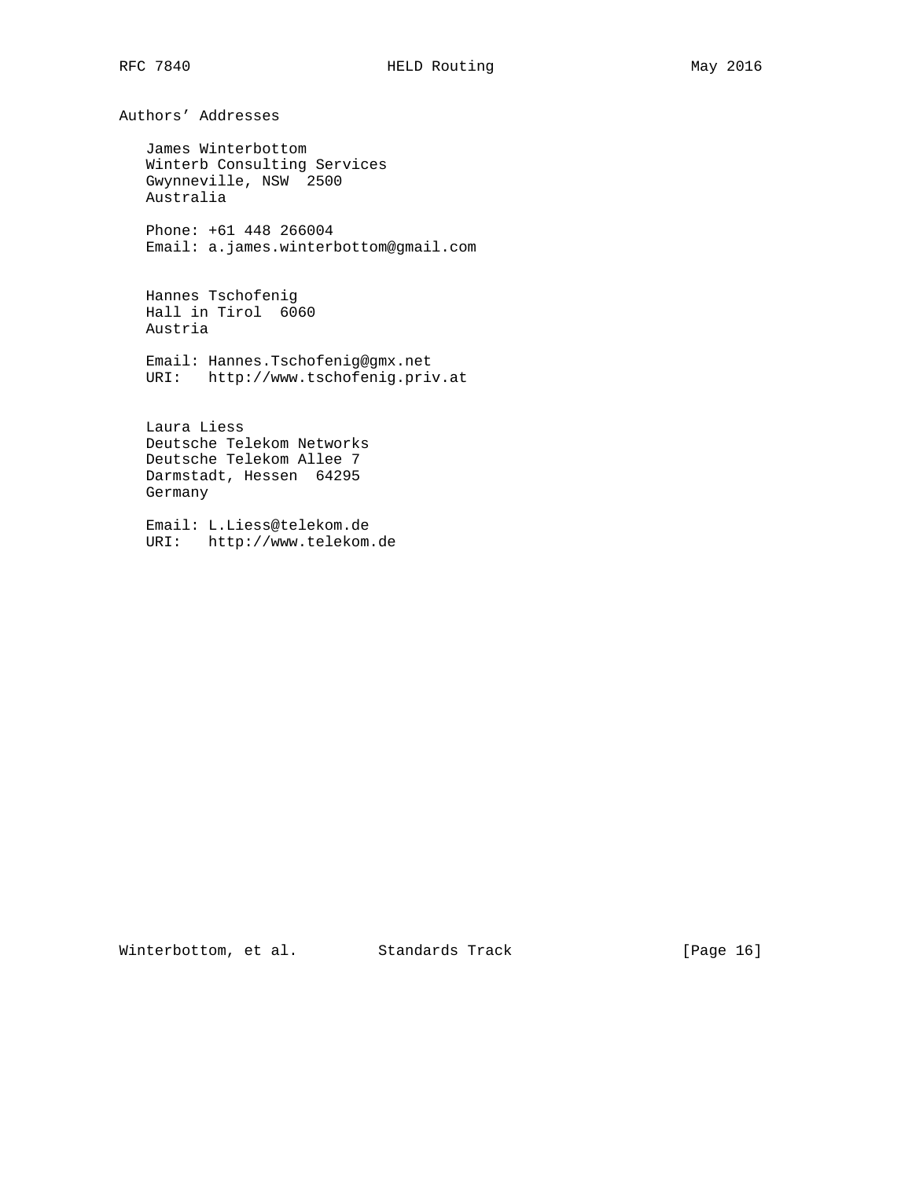## Authors' Addresses

James Winterbottom
Winterb Consulting Services
Gwynneville, NSW  2500
Australia

Phone: +61 448 266004
Email: a.james.winterbottom@gmail.com

Hannes Tschofenig
Hall in Tirol  6060
Austria

Email: Hannes.Tschofenig@gmx.net
URI:   http://www.tschofenig.priv.at

Laura Liess
Deutsche Telekom Networks
Deutsche Telekom Allee 7
Darmstadt, Hessen  64295
Germany

Email: L.Liess@telekom.de
URI:   http://www.telekom.de